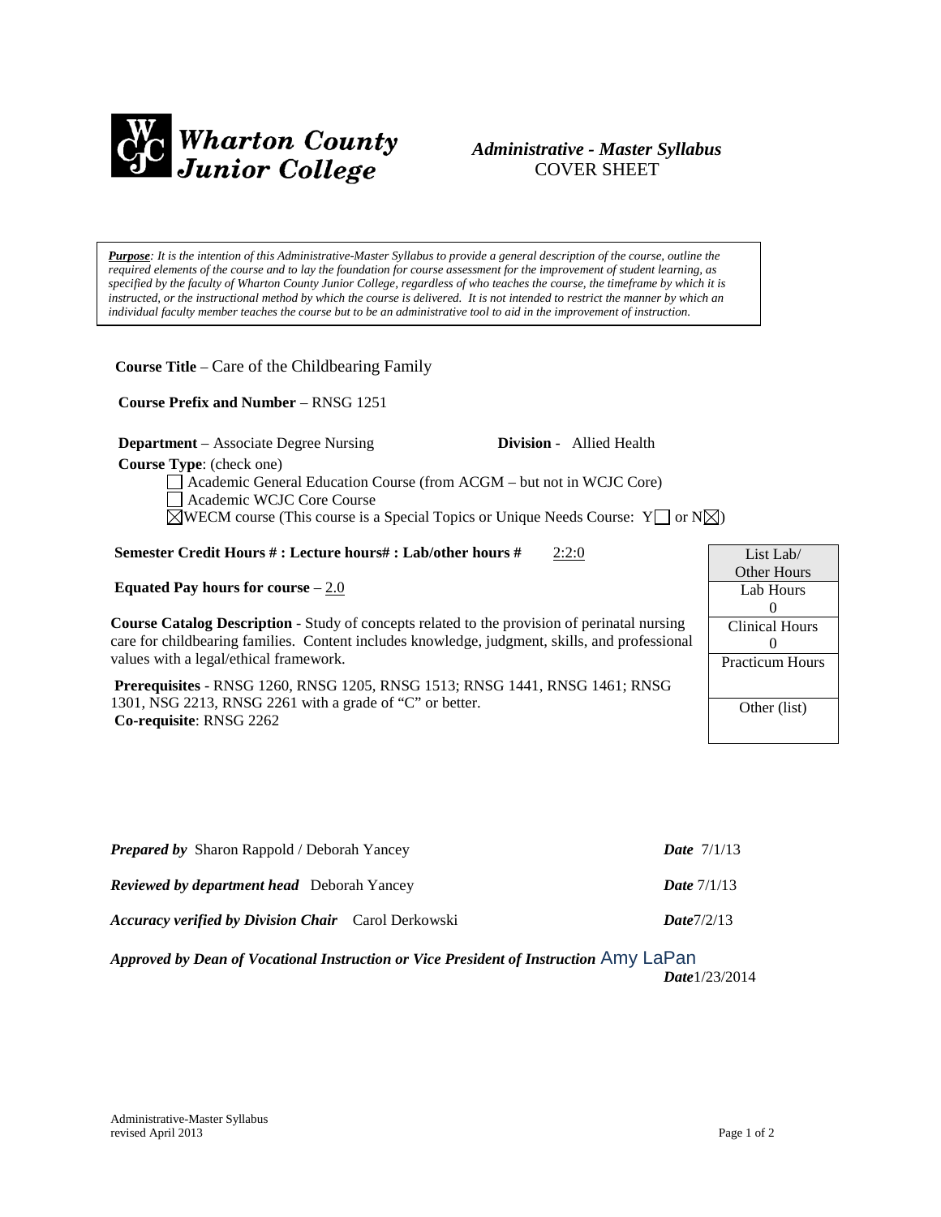**Wharton County Junior College**

***Administrative - Master Syllabus***
COVER SHEET

***Purpose**: It is the intention of this Administrative-Master Syllabus to provide a general description of the course, outline the required elements of the course and to lay the foundation for course assessment for the improvement of student learning, as specified by the faculty of Wharton County Junior College, regardless of who teaches the course, the timeframe by which it is instructed, or the instructional method by which the course is delivered. It is not intended to restrict the manner by which an individual faculty member teaches the course but to be an administrative tool to aid in the improvement of instruction.*

**Course Title** – Care of the Childbearing Family

**Course Prefix and Number** – RNSG 1251

**Department** – Associate Degree Nursing **Division** - Allied Health

**Course Type**: (check one)

- ☐ Academic General Education Course (from ACGM – but not in WCJC Core)
- ☐ Academic WCJC Core Course
- ☒ WECM course (This course is a Special Topics or Unique Needs Course: Y☐ or N☒)

**Semester Credit Hours # : Lecture hours# : Lab/other hours #** 2:2:0

**Equated Pay hours for course** – 2.0

**Course Catalog Description** - Study of concepts related to the provision of perinatal nursing care for childbearing families. Content includes knowledge, judgment, skills, and professional values with a legal/ethical framework.

**Prerequisites** - RNSG 1260, RNSG 1205, RNSG 1513; RNSG 1441, RNSG 1461; RNSG 1301, NSG 2213, RNSG 2261 with a grade of "C" or better.
**Co-requisite**: RNSG 2262

| List Lab/ Other Hours |
|---|
| Lab Hours 0 |
| Clinical Hours 0 |
| Practicum Hours |
| Other (list) |

***Prepared by*** Sharon Rappold / Deborah Yancey ***Date*** 7/1/13

***Reviewed by department head*** Deborah Yancey ***Date*** 7/1/13

***Accuracy verified by Division Chair*** Carol Derkowski ***Date*** 7/2/13

***Approved by Dean of Vocational Instruction or Vice President of Instruction*** Amy LaPan ***Date*** 1/23/2014

Administrative-Master Syllabus
revised April 2013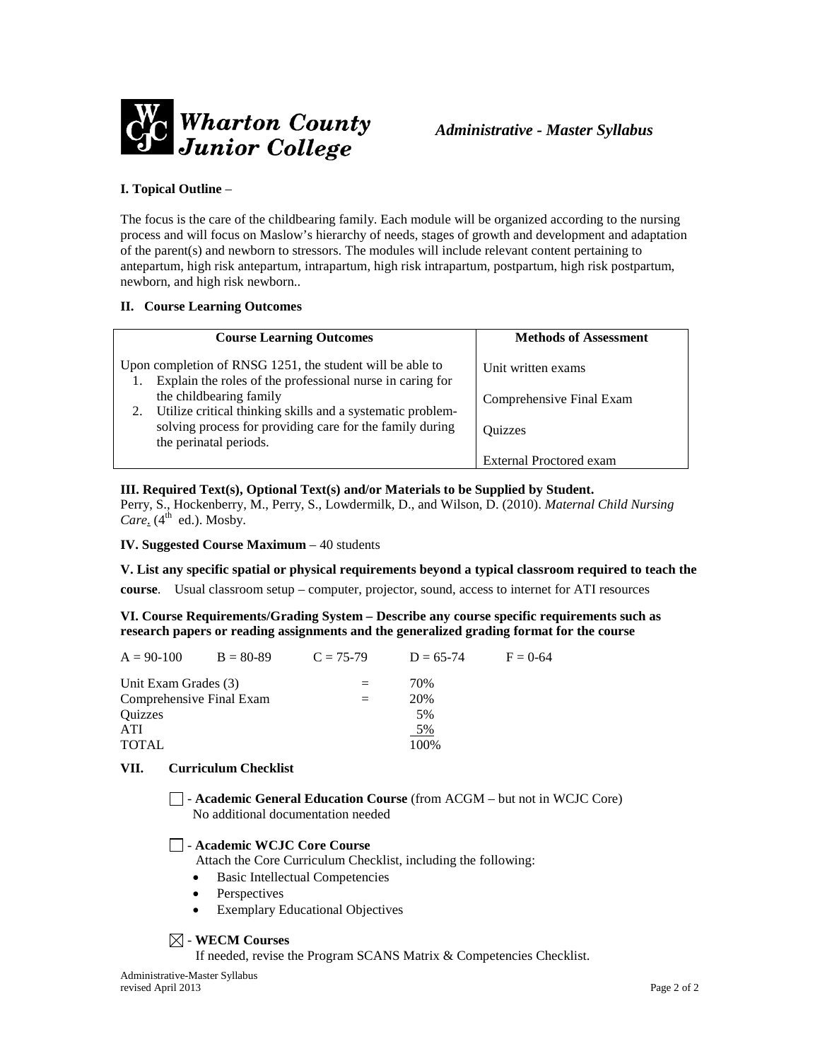**Wharton County Junior College**

***Administrative - Master Syllabus***

## I. Topical Outline –

The focus is the care of the childbearing family. Each module will be organized according to the nursing process and will focus on Maslow's hierarchy of needs, stages of growth and development and adaptation of the parent(s) and newborn to stressors. The modules will include relevant content pertaining to antepartum, high risk antepartum, intrapartum, high risk intrapartum, postpartum, high risk postpartum, newborn, and high risk newborn..

## II. Course Learning Outcomes

| Course Learning Outcomes | Methods of Assessment |
| --- | --- |
| Upon completion of RNSG 1251, the student will be able to<br>1. Explain the roles of the professional nurse in caring for the childbearing family<br>2. Utilize critical thinking skills and a systematic problem-solving process for providing care for the family during the perinatal periods. | Unit written exams<br><br>Comprehensive Final Exam<br><br>Quizzes<br><br>External Proctored exam |

## III. Required Text(s), Optional Text(s) and/or Materials to be Supplied by Student.

Perry, S., Hockenberry, M., Perry, S., Lowdermilk, D., and Wilson, D. (2010). *Maternal Child Nursing Care*. (4th ed.). Mosby.

## IV. Suggested Course Maximum – 40 students

## V. List any specific spatial or physical requirements beyond a typical classroom required to teach the course.

Usual classroom setup – computer, projector, sound, access to internet for ATI resources

## VI. Course Requirements/Grading System – Describe any course specific requirements such as research papers or reading assignments and the generalized grading format for the course

A = 90-100  B = 80-89  C = 75-79  D = 65-74  F = 0-64

| | | |
| --- | --- | --- |
| Unit Exam Grades (3) | = | 70% |
| Comprehensive Final Exam | = | 20% |
| Quizzes | | 5% |
| ATI | | 5% |
| TOTAL | | 100% |

## VII. Curriculum Checklist

☐ - **Academic General Education Course** (from ACGM – but not in WCJC Core)
No additional documentation needed

☐ - **Academic WCJC Core Course**
Attach the Core Curriculum Checklist, including the following:

- Basic Intellectual Competencies
- Perspectives
- Exemplary Educational Objectives

☒ - **WECM Courses**
If needed, revise the Program SCANS Matrix & Competencies Checklist.

Administrative-Master Syllabus
revised April 2013